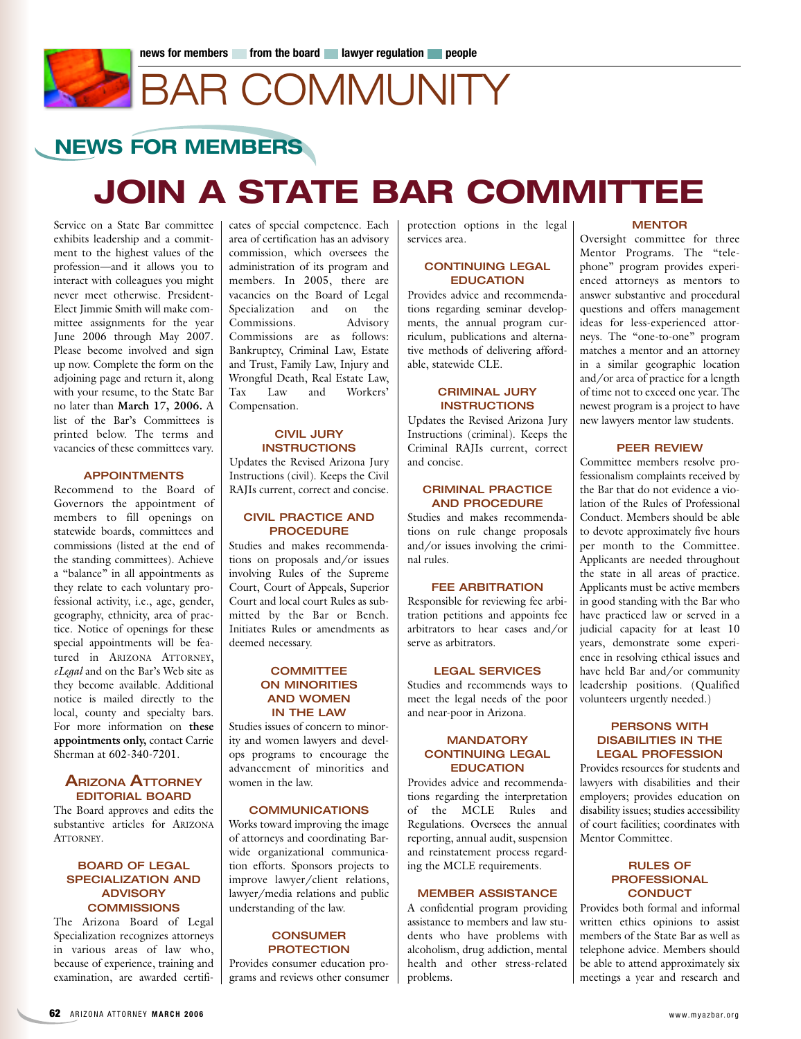# BAR COMMUNITY

## NEWS FOR MEMBERS

# JOIN A STATE BAR COMMITTEE

Service on a State Bar committee exhibits leadership and a commitment to the highest values of the profession—and it allows you to interact with colleagues you might never meet otherwise. President-Elect Jimmie Smith will make committee assignments for the year June 2006 through May 2007. Please become involved and sign up now. Complete the form on the adjoining page and return it, along with your resume, to the State Bar no later than **March 17, 2006.** A list of the Bar's Committees is printed below. The terms and vacancies of these committees vary.

### APPOINTMENTS

Recommend to the Board of Governors the appointment of members to fill openings on statewide boards, committees and commissions (listed at the end of the standing committees). Achieve a "balance" in all appointments as they relate to each voluntary professional activity, i.e., age, gender, geography, ethnicity, area of practice. Notice of openings for these special appointments will be featured in ARIZONA ATTORNEY, *eLegal* and on the Bar's Web site as they become available. Additional notice is mailed directly to the local, county and specialty bars. For more information on **these appointments only,** contact Carrie Sherman at 602-340-7201.

### ARIZONA ATTORNEY EDITORIAL BOARD

The Board approves and edits the substantive articles for ARIZONA ATTORNEY.

### BOARD OF LEGAL SPECIALIZATION AND ADVISORY COMMISSIONS

The Arizona Board of Legal Specialization recognizes attorneys in various areas of law who, because of experience, training and examination, are awarded certificates of special competence. Each area of certification has an advisory commission, which oversees the administration of its program and members. In 2005, there are vacancies on the Board of Legal Specialization and on the Commissions. Advisory Commissions are as follows: Bankruptcy, Criminal Law, Estate and Trust, Family Law, Injury and Wrongful Death, Real Estate Law, Tax Law and Workers' Compensation.

### CIVIL JURY INSTRUCTIONS

Updates the Revised Arizona Jury Instructions (civil). Keeps the Civil RAJIs current, correct and concise.

### CIVIL PRACTICE AND PROCEDURE

Studies and makes recommendations on proposals and/or issues involving Rules of the Supreme Court, Court of Appeals, Superior Court and local court Rules as submitted by the Bar or Bench. Initiates Rules or amendments as deemed necessary.

### COMMITTEE ON MINORITIES AND WOMEN IN THE LAW

Studies issues of concern to minority and women lawyers and develops programs to encourage the advancement of minorities and women in the law.

### COMMUNICATIONS

Works toward improving the image of attorneys and coordinating Bar-wide organizational communication efforts. Sponsors projects to improve lawyer/client relations, lawyer/media relations and public understanding of the law.

### CONSUMER PROTECTION

Provides consumer education programs and reviews other consumer protection options in the legal services area.

### CONTINUING LEGAL EDUCATION

Provides advice and recommendations regarding seminar developments, the annual program curriculum, publications and alternative methods of delivering affordable, statewide CLE.

### CRIMINAL JURY INSTRUCTIONS

Updates the Revised Arizona Jury Instructions (criminal). Keeps the Criminal RAJIs current, correct and concise.

### CRIMINAL PRACTICE AND PROCEDURE

Studies and makes recommendations on rule change proposals and/or issues involving the criminal rules.

### FEE ARBITRATION

Responsible for reviewing fee arbitration petitions and appoints fee arbitrators to hear cases and/or serve as arbitrators.

### LEGAL SERVICES

Studies and recommends ways to meet the legal needs of the poor and near-poor in Arizona.

### MANDATORY CONTINUING LEGAL EDUCATION

Provides advice and recommendations regarding the interpretation of the MCLE Rules and Regulations. Oversees the annual reporting, annual audit, suspension and reinstatement process regarding the MCLE requirements.

### MEMBER ASSISTANCE

A confidential program providing assistance to members and law students who have problems with alcoholism, drug addiction, mental health and other stress-related problems.

### MENTOR

Oversight committee for three Mentor Programs. The "telephone" program provides experienced attorneys as mentors to answer substantive and procedural questions and offers management ideas for less-experienced attorneys. The "one-to-one" program matches a mentor and an attorney in a similar geographic location and/or area of practice for a length of time not to exceed one year. The newest program is a project to have new lawyers mentor law students.

### PEER REVIEW

Committee members resolve professionalism complaints received by the Bar that do not evidence a violation of the Rules of Professional Conduct. Members should be able to devote approximately five hours per month to the Committee. Applicants are needed throughout the state in all areas of practice. Applicants must be active members in good standing with the Bar who have practiced law or served in a judicial capacity for at least 10 years, demonstrate some experience in resolving ethical issues and have held Bar and/or community leadership positions. (Qualified volunteers urgently needed.)

### PERSONS WITH DISABILITIES IN THE LEGAL PROFESSION

Provides resources for students and lawyers with disabilities and their employers; provides education on disability issues; studies accessibility of court facilities; coordinates with Mentor Committee.

### RULES OF PROFESSIONAL CONDUCT

Provides both formal and informal written ethics opinions to assist members of the State Bar as well as telephone advice. Members should be able to attend approximately six meetings a year and research and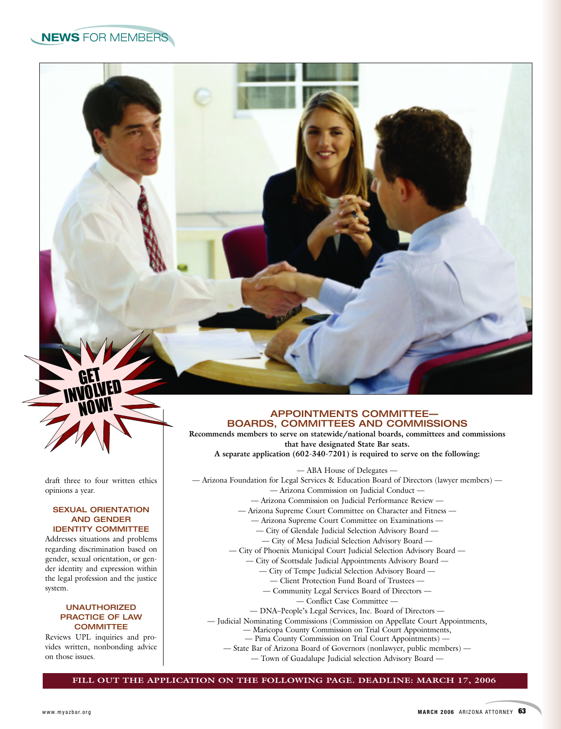GET INVOLVED NOW!

draft three to four written ethics opinions a year.

### SEXUAL ORIENTATION AND GENDER IDENTITY COMMITTEE

Addresses situations and problems regarding discrimination based on gender, sexual orientation, or gender identity and expression within the legal profession and the justice system.

### UNAUTHORIZED PRACTICE OF LAW COMMITTEE

Reviews UPL inquiries and provides written, nonbonding advice on those issues.

## APPOINTMENTS COMMITTEE— BOARDS, COMMITTEES AND COMMISSIONS

**Recommends members to serve on statewide/national boards, committees and commissions that have designated State Bar seats.**

**A separate application (602-340-7201) is required to serve on the following:**

— ABA House of Delegates —
— Arizona Foundation for Legal Services & Education Board of Directors (lawyer members) —
— Arizona Commission on Judicial Conduct —
— Arizona Commission on Judicial Performance Review —
— Arizona Supreme Court Committee on Character and Fitness —
— Arizona Supreme Court Committee on Examinations —
— City of Glendale Judicial Selection Advisory Board —
— City of Mesa Judicial Selection Advisory Board —
— City of Phoenix Municipal Court Judicial Selection Advisory Board —
— City of Scottsdale Judicial Appointments Advisory Board —
— City of Tempe Judicial Selection Advisory Board —
— Client Protection Fund Board of Trustees —
— Community Legal Services Board of Directors —
— Conflict Case Committee —
— DNA–People's Legal Services, Inc. Board of Directors —
— Judicial Nominating Commissions (Commission on Appellate Court Appointments,
— Maricopa County Commission on Trial Court Appointments,
— Pima County Commission on Trial Court Appointments) —
— State Bar of Arizona Board of Governors (nonlawyer, public members) —
— Town of Guadalupe Judicial selection Advisory Board —

**FILL OUT THE APPLICATION ON THE FOLLOWING PAGE. DEADLINE: MARCH 17, 2006**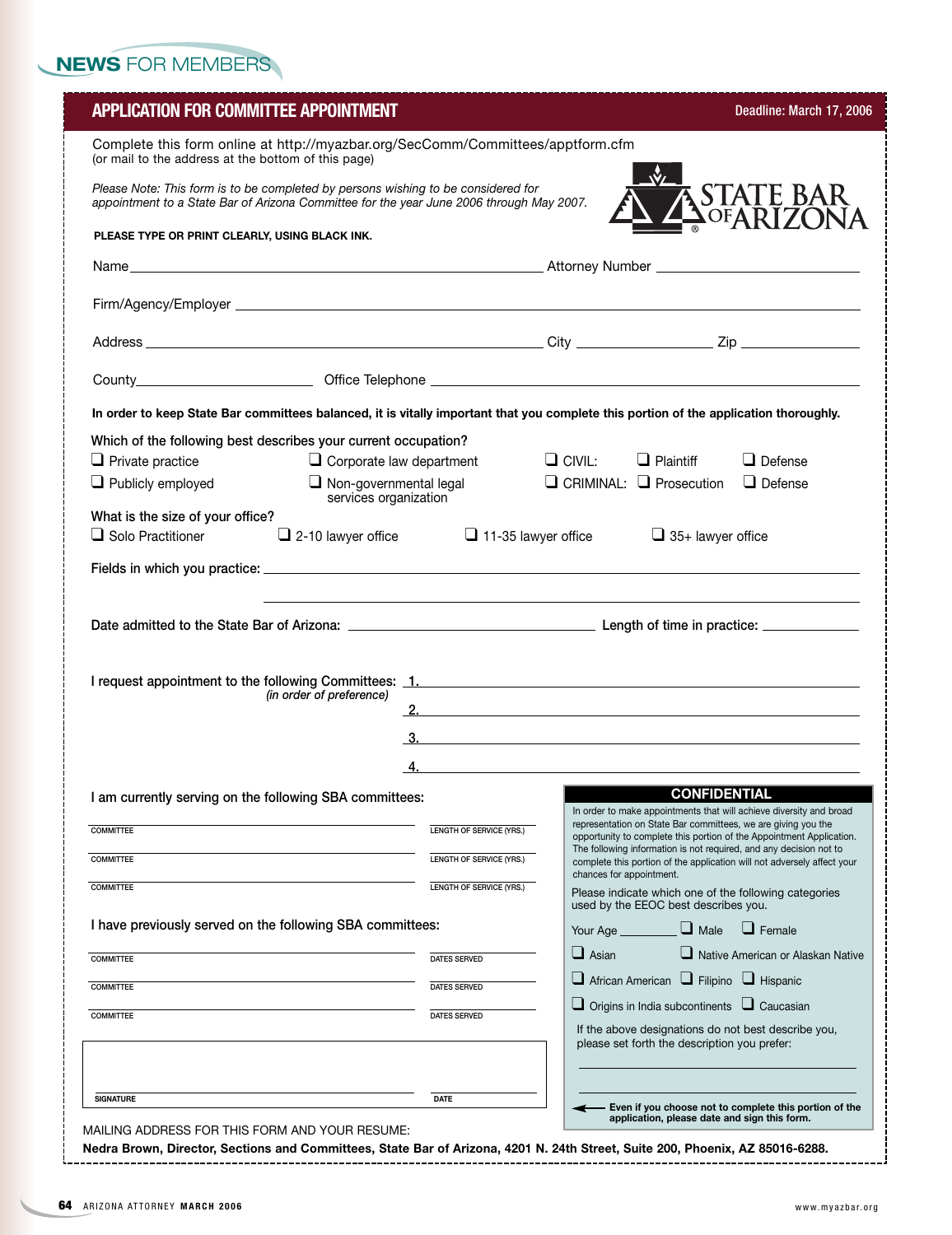NEWS FOR MEMBERS

## APPLICATION FOR COMMITTEE APPOINTMENT

Deadline: March 17, 2006

Complete this form online at http://myazbar.org/SecComm/Committees/apptform.cfm
(or mail to the address at the bottom of this page)

*Please Note: This form is to be completed by persons wishing to be considered for appointment to a State Bar of Arizona Committee for the year June 2006 through May 2007.*

STATE BAR OF ARIZONA®

**PLEASE TYPE OR PRINT CLEARLY, USING BLACK INK.**

Name ______________________ Attorney Number ______________

Firm/Agency/Employer ______________________

Address ______________________ City ______________ Zip ______________

County ______________ Office Telephone ______________

**In order to keep State Bar committees balanced, it is vitally important that you complete this portion of the application thoroughly.**

Which of the following best describes your current occupation?

- ❑ Private practice
- ❑ Corporate law department
- ❑ CIVIL: ❑ Plaintiff ❑ Defense
- ❑ Publicly employed
- ❑ Non-governmental legal services organization
- ❑ CRIMINAL: ❑ Prosecution ❑ Defense

What is the size of your office?

❑ Solo Practitioner ❑ 2-10 lawyer office ❑ 11-35 lawyer office ❑ 35+ lawyer office

Fields in which you practice: ______________________

Date admitted to the State Bar of Arizona: ______________ Length of time in practice: ______________

I request appointment to the following Committees: *(in order of preference)*

1. ______________
2. ______________
3. ______________
4. ______________

I am currently serving on the following SBA committees:

| COMMITTEE | LENGTH OF SERVICE (YRS.) |
|---|---|
| | |
| | |
| | |

I have previously served on the following SBA committees:

| COMMITTEE | DATES SERVED |
|---|---|
| | |
| | |
| | |

SIGNATURE ______________ DATE ______________

### CONFIDENTIAL

In order to make appointments that will achieve diversity and broad representation on State Bar committees, we are giving you the opportunity to complete this portion of the Appointment Application. The following information is not required, and any decision not to complete this portion of the application will not adversely affect your chances for appointment.

Please indicate which one of the following categories used by the EEOC best describes you.

Your Age ______ ❑ Male ❑ Female

- ❑ Asian
- ❑ Native American or Alaskan Native
- ❑ African American
- ❑ Filipino
- ❑ Hispanic
- ❑ Origins in India subcontinents
- ❑ Caucasian

If the above designations do not best describe you, please set forth the description you prefer:

______________________

**Even if you choose not to complete this portion of the application, please date and sign this form.**

MAILING ADDRESS FOR THIS FORM AND YOUR RESUME:

**Nedra Brown, Director, Sections and Committees, State Bar of Arizona, 4201 N. 24th Street, Suite 200, Phoenix, AZ 85016-6288.**